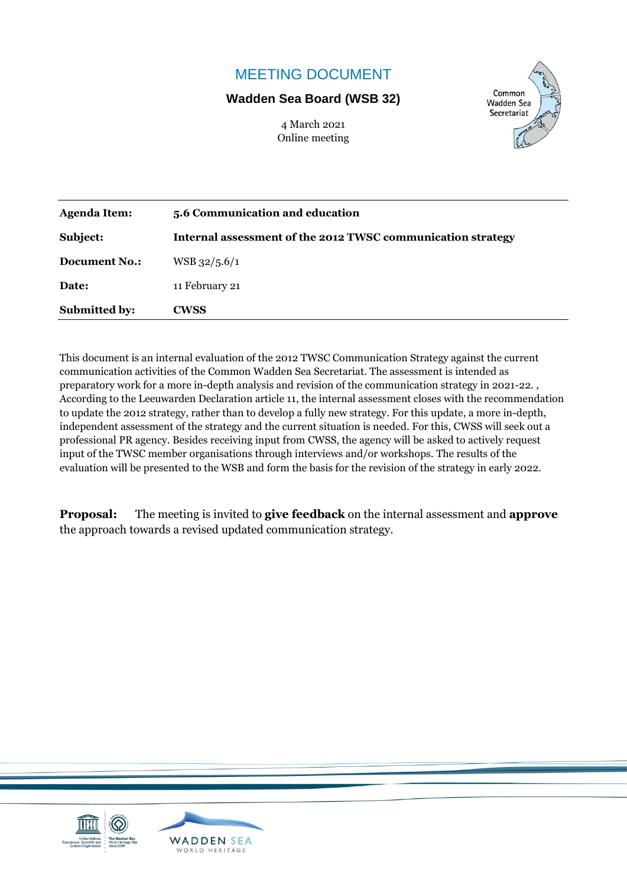# MEETING DOCUMENT

**Wadden Sea Board (WSB 32)**

4 March 2021
Online meeting

| | |
|---|---|
| **Agenda Item:** | **5.6 Communication and education** |
| **Subject:** | **Internal assessment of the 2012 TWSC communication strategy** |
| **Document No.:** | WSB 32/5.6/1 |
| **Date:** | 11 February 21 |
| **Submitted by:** | **CWSS** |

This document is an internal evaluation of the 2012 TWSC Communication Strategy against the current communication activities of the Common Wadden Sea Secretariat. The assessment is intended as preparatory work for a more in-depth analysis and revision of the communication strategy in 2021-22. , According to the Leeuwarden Declaration article 11, the internal assessment closes with the recommendation to update the 2012 strategy, rather than to develop a fully new strategy. For this update, a more in-depth, independent assessment of the strategy and the current situation is needed. For this, CWSS will seek out a professional PR agency. Besides receiving input from CWSS, the agency will be asked to actively request input of the TWSC member organisations through interviews and/or workshops. The results of the evaluation will be presented to the WSB and form the basis for the revision of the strategy in early 2022.

**Proposal:** The meeting is invited to **give feedback** on the internal assessment and **approve** the approach towards a revised updated communication strategy.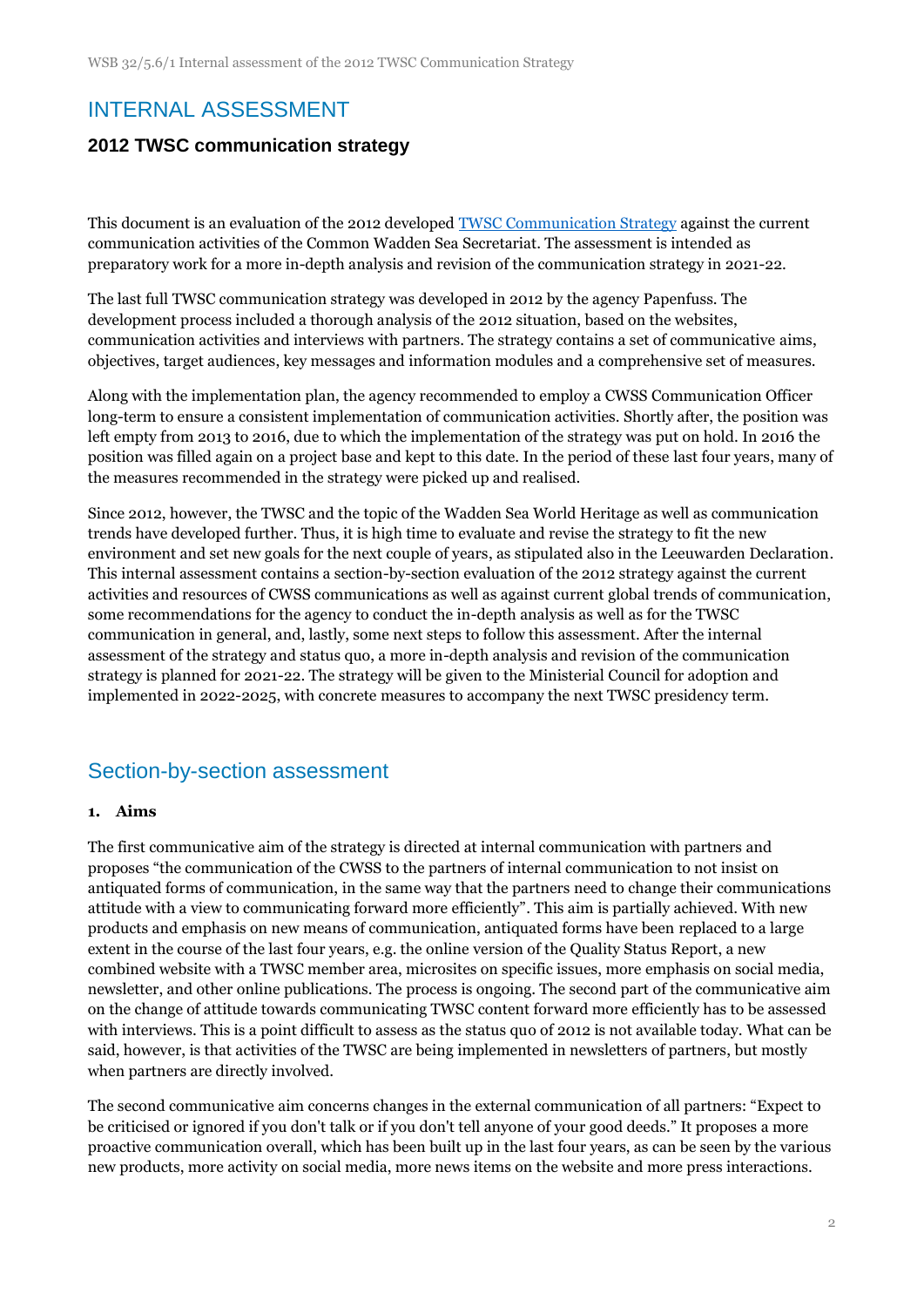# INTERNAL ASSESSMENT

## 2012 TWSC communication strategy

This document is an evaluation of the 2012 developed [TWSC Communication Strategy](#) against the current communication activities of the Common Wadden Sea Secretariat. The assessment is intended as preparatory work for a more in-depth analysis and revision of the communication strategy in 2021-22.

The last full TWSC communication strategy was developed in 2012 by the agency Papenfuss. The development process included a thorough analysis of the 2012 situation, based on the websites, communication activities and interviews with partners. The strategy contains a set of communicative aims, objectives, target audiences, key messages and information modules and a comprehensive set of measures.

Along with the implementation plan, the agency recommended to employ a CWSS Communication Officer long-term to ensure a consistent implementation of communication activities. Shortly after, the position was left empty from 2013 to 2016, due to which the implementation of the strategy was put on hold. In 2016 the position was filled again on a project base and kept to this date. In the period of these last four years, many of the measures recommended in the strategy were picked up and realised.

Since 2012, however, the TWSC and the topic of the Wadden Sea World Heritage as well as communication trends have developed further. Thus, it is high time to evaluate and revise the strategy to fit the new environment and set new goals for the next couple of years, as stipulated also in the Leeuwarden Declaration. This internal assessment contains a section-by-section evaluation of the 2012 strategy against the current activities and resources of CWSS communications as well as against current global trends of communication, some recommendations for the agency to conduct the in-depth analysis as well as for the TWSC communication in general, and, lastly, some next steps to follow this assessment. After the internal assessment of the strategy and status quo, a more in-depth analysis and revision of the communication strategy is planned for 2021-22. The strategy will be given to the Ministerial Council for adoption and implemented in 2022-2025, with concrete measures to accompany the next TWSC presidency term.

## Section-by-section assessment

### 1. Aims

The first communicative aim of the strategy is directed at internal communication with partners and proposes "the communication of the CWSS to the partners of internal communication to not insist on antiquated forms of communication, in the same way that the partners need to change their communications attitude with a view to communicating forward more efficiently". This aim is partially achieved. With new products and emphasis on new means of communication, antiquated forms have been replaced to a large extent in the course of the last four years, e.g. the online version of the Quality Status Report, a new combined website with a TWSC member area, microsites on specific issues, more emphasis on social media, newsletter, and other online publications. The process is ongoing. The second part of the communicative aim on the change of attitude towards communicating TWSC content forward more efficiently has to be assessed with interviews. This is a point difficult to assess as the status quo of 2012 is not available today. What can be said, however, is that activities of the TWSC are being implemented in newsletters of partners, but mostly when partners are directly involved.

The second communicative aim concerns changes in the external communication of all partners: "Expect to be criticised or ignored if you don't talk or if you don't tell anyone of your good deeds." It proposes a more proactive communication overall, which has been built up in the last four years, as can be seen by the various new products, more activity on social media, more news items on the website and more press interactions.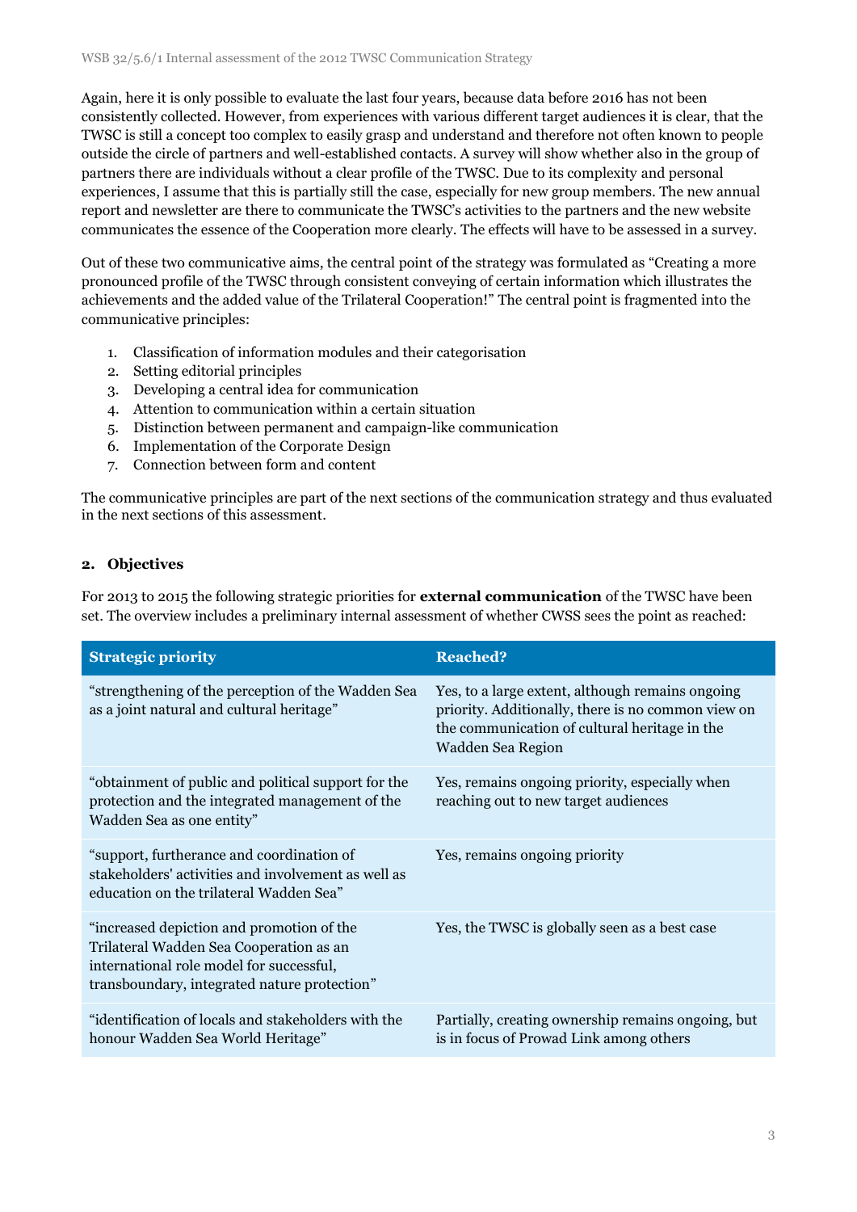Again, here it is only possible to evaluate the last four years, because data before 2016 has not been consistently collected. However, from experiences with various different target audiences it is clear, that the TWSC is still a concept too complex to easily grasp and understand and therefore not often known to people outside the circle of partners and well-established contacts. A survey will show whether also in the group of partners there are individuals without a clear profile of the TWSC. Due to its complexity and personal experiences, I assume that this is partially still the case, especially for new group members. The new annual report and newsletter are there to communicate the TWSC's activities to the partners and the new website communicates the essence of the Cooperation more clearly. The effects will have to be assessed in a survey.

Out of these two communicative aims, the central point of the strategy was formulated as "Creating a more pronounced profile of the TWSC through consistent conveying of certain information which illustrates the achievements and the added value of the Trilateral Cooperation!" The central point is fragmented into the communicative principles:

1. Classification of information modules and their categorisation
2. Setting editorial principles
3. Developing a central idea for communication
4. Attention to communication within a certain situation
5. Distinction between permanent and campaign-like communication
6. Implementation of the Corporate Design
7. Connection between form and content

The communicative principles are part of the next sections of the communication strategy and thus evaluated in the next sections of this assessment.

## 2. Objectives

For 2013 to 2015 the following strategic priorities for **external communication** of the TWSC have been set. The overview includes a preliminary internal assessment of whether CWSS sees the point as reached:

| Strategic priority | Reached? |
|---|---|
| "strengthening of the perception of the Wadden Sea as a joint natural and cultural heritage" | Yes, to a large extent, although remains ongoing priority. Additionally, there is no common view on the communication of cultural heritage in the Wadden Sea Region |
| "obtainment of public and political support for the protection and the integrated management of the Wadden Sea as one entity" | Yes, remains ongoing priority, especially when reaching out to new target audiences |
| "support, furtherance and coordination of stakeholders' activities and involvement as well as education on the trilateral Wadden Sea" | Yes, remains ongoing priority |
| "increased depiction and promotion of the Trilateral Wadden Sea Cooperation as an international role model for successful, transboundary, integrated nature protection" | Yes, the TWSC is globally seen as a best case |
| "identification of locals and stakeholders with the honour Wadden Sea World Heritage" | Partially, creating ownership remains ongoing, but is in focus of Prowad Link among others |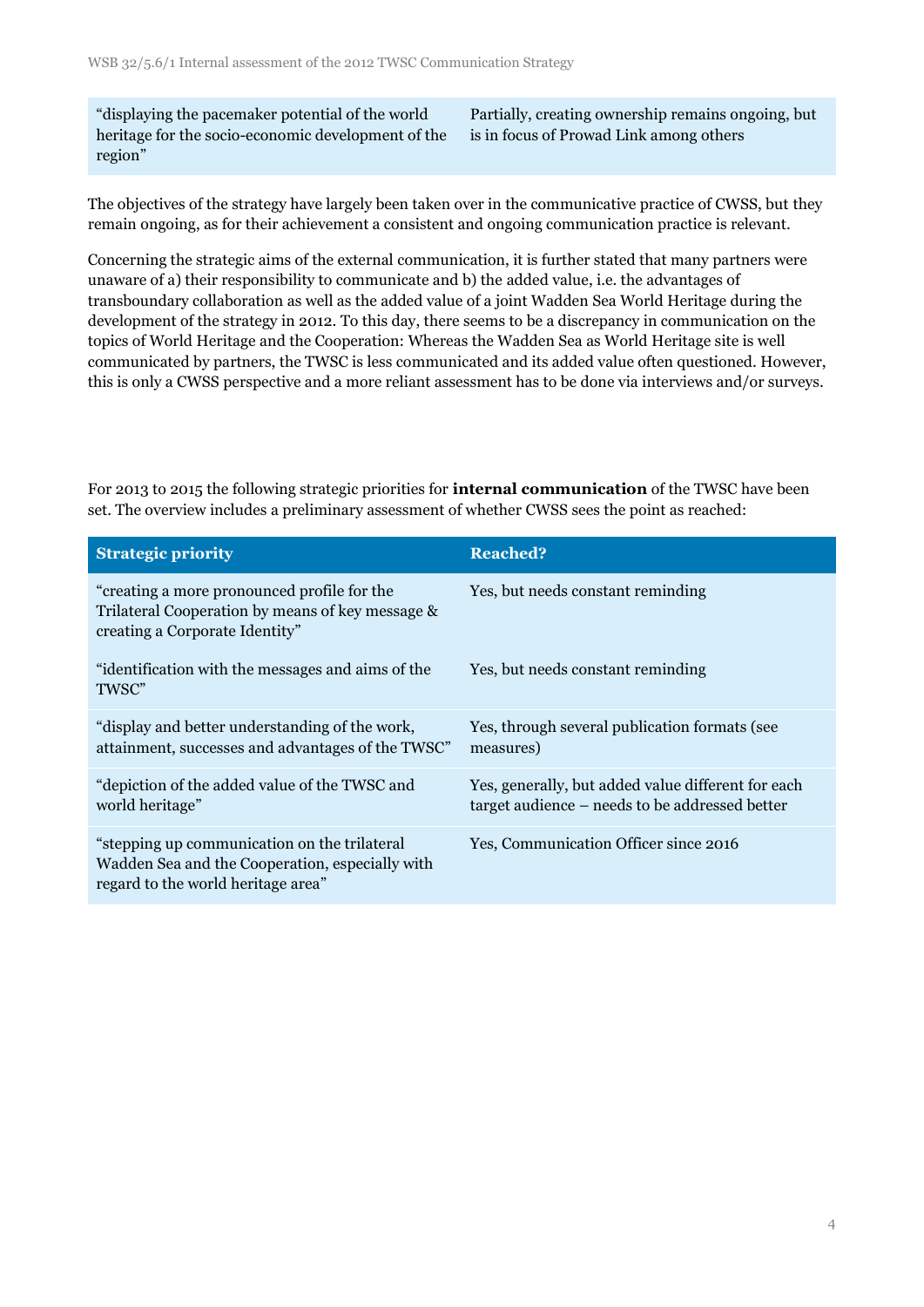| | |
|---|---|
| "displaying the pacemaker potential of the world heritage for the socio-economic development of the region" | Partially, creating ownership remains ongoing, but is in focus of Prowad Link among others |

The objectives of the strategy have largely been taken over in the communicative practice of CWSS, but they remain ongoing, as for their achievement a consistent and ongoing communication practice is relevant.

Concerning the strategic aims of the external communication, it is further stated that many partners were unaware of a) their responsibility to communicate and b) the added value, i.e. the advantages of transboundary collaboration as well as the added value of a joint Wadden Sea World Heritage during the development of the strategy in 2012. To this day, there seems to be a discrepancy in communication on the topics of World Heritage and the Cooperation: Whereas the Wadden Sea as World Heritage site is well communicated by partners, the TWSC is less communicated and its added value often questioned. However, this is only a CWSS perspective and a more reliant assessment has to be done via interviews and/or surveys.

For 2013 to 2015 the following strategic priorities for **internal communication** of the TWSC have been set. The overview includes a preliminary assessment of whether CWSS sees the point as reached:

| Strategic priority | Reached? |
|---|---|
| "creating a more pronounced profile for the Trilateral Cooperation by means of key message & creating a Corporate Identity" | Yes, but needs constant reminding |
| "identification with the messages and aims of the TWSC" | Yes, but needs constant reminding |
| "display and better understanding of the work, attainment, successes and advantages of the TWSC" | Yes, through several publication formats (see measures) |
| "depiction of the added value of the TWSC and world heritage" | Yes, generally, but added value different for each target audience – needs to be addressed better |
| "stepping up communication on the trilateral Wadden Sea and the Cooperation, especially with regard to the world heritage area" | Yes, Communication Officer since 2016 |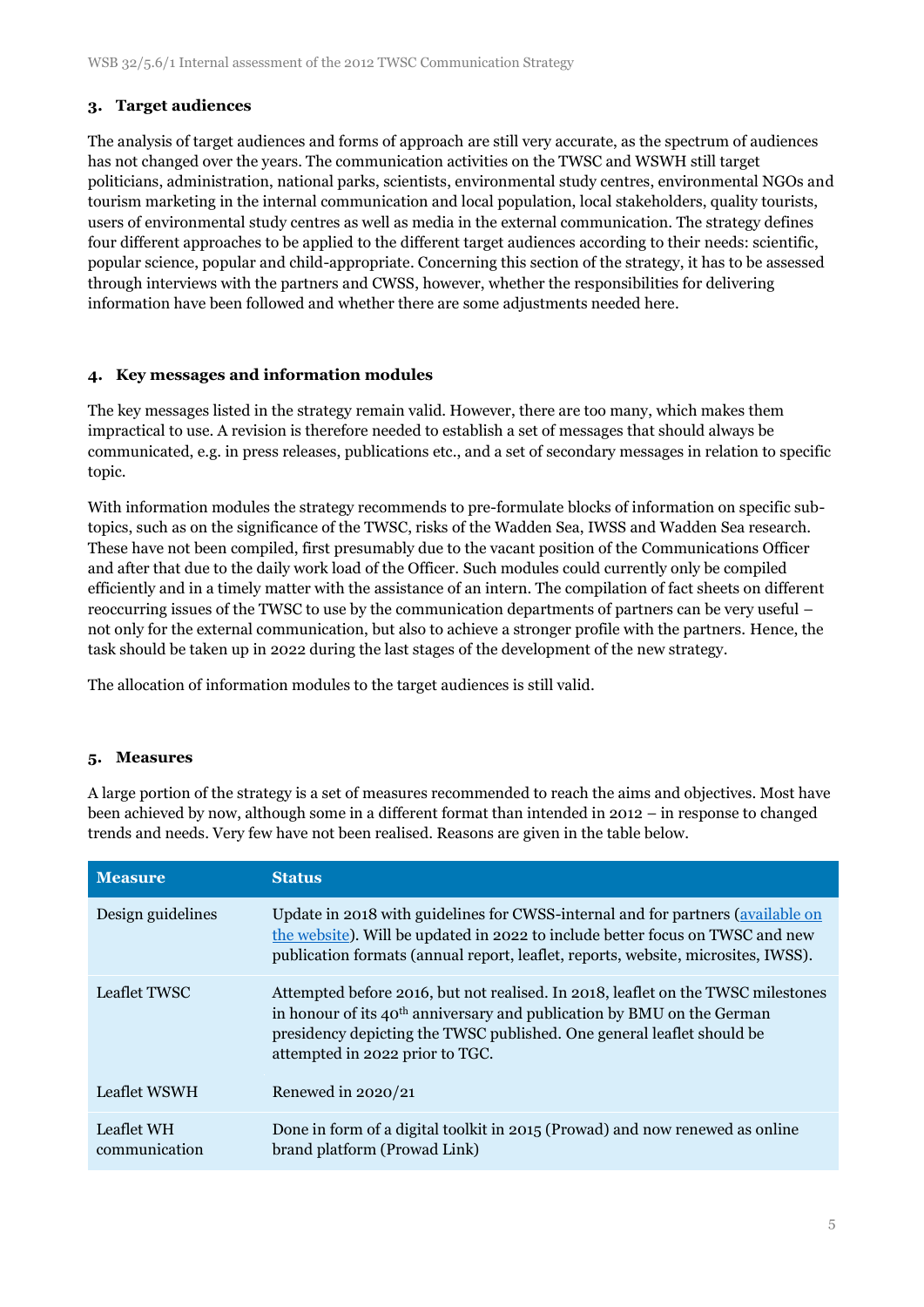## 3. Target audiences

The analysis of target audiences and forms of approach are still very accurate, as the spectrum of audiences has not changed over the years. The communication activities on the TWSC and WSWH still target politicians, administration, national parks, scientists, environmental study centres, environmental NGOs and tourism marketing in the internal communication and local population, local stakeholders, quality tourists, users of environmental study centres as well as media in the external communication. The strategy defines four different approaches to be applied to the different target audiences according to their needs: scientific, popular science, popular and child-appropriate. Concerning this section of the strategy, it has to be assessed through interviews with the partners and CWSS, however, whether the responsibilities for delivering information have been followed and whether there are some adjustments needed here.

## 4. Key messages and information modules

The key messages listed in the strategy remain valid. However, there are too many, which makes them impractical to use. A revision is therefore needed to establish a set of messages that should always be communicated, e.g. in press releases, publications etc., and a set of secondary messages in relation to specific topic.

With information modules the strategy recommends to pre-formulate blocks of information on specific sub-topics, such as on the significance of the TWSC, risks of the Wadden Sea, IWSS and Wadden Sea research. These have not been compiled, first presumably due to the vacant position of the Communications Officer and after that due to the daily work load of the Officer. Such modules could currently only be compiled efficiently and in a timely matter with the assistance of an intern. The compilation of fact sheets on different reoccurring issues of the TWSC to use by the communication departments of partners can be very useful – not only for the external communication, but also to achieve a stronger profile with the partners. Hence, the task should be taken up in 2022 during the last stages of the development of the new strategy.

The allocation of information modules to the target audiences is still valid.

## 5. Measures

A large portion of the strategy is a set of measures recommended to reach the aims and objectives. Most have been achieved by now, although some in a different format than intended in 2012 – in response to changed trends and needs. Very few have not been realised. Reasons are given in the table below.

| Measure | Status |
| --- | --- |
| Design guidelines | Update in 2018 with guidelines for CWSS-internal and for partners (available on the website). Will be updated in 2022 to include better focus on TWSC and new publication formats (annual report, leaflet, reports, website, microsites, IWSS). |
| Leaflet TWSC | Attempted before 2016, but not realised. In 2018, leaflet on the TWSC milestones in honour of its 40th anniversary and publication by BMU on the German presidency depicting the TWSC published. One general leaflet should be attempted in 2022 prior to TGC. |
| Leaflet WSWH | Renewed in 2020/21 |
| Leaflet WH communication | Done in form of a digital toolkit in 2015 (Prowad) and now renewed as online brand platform (Prowad Link) |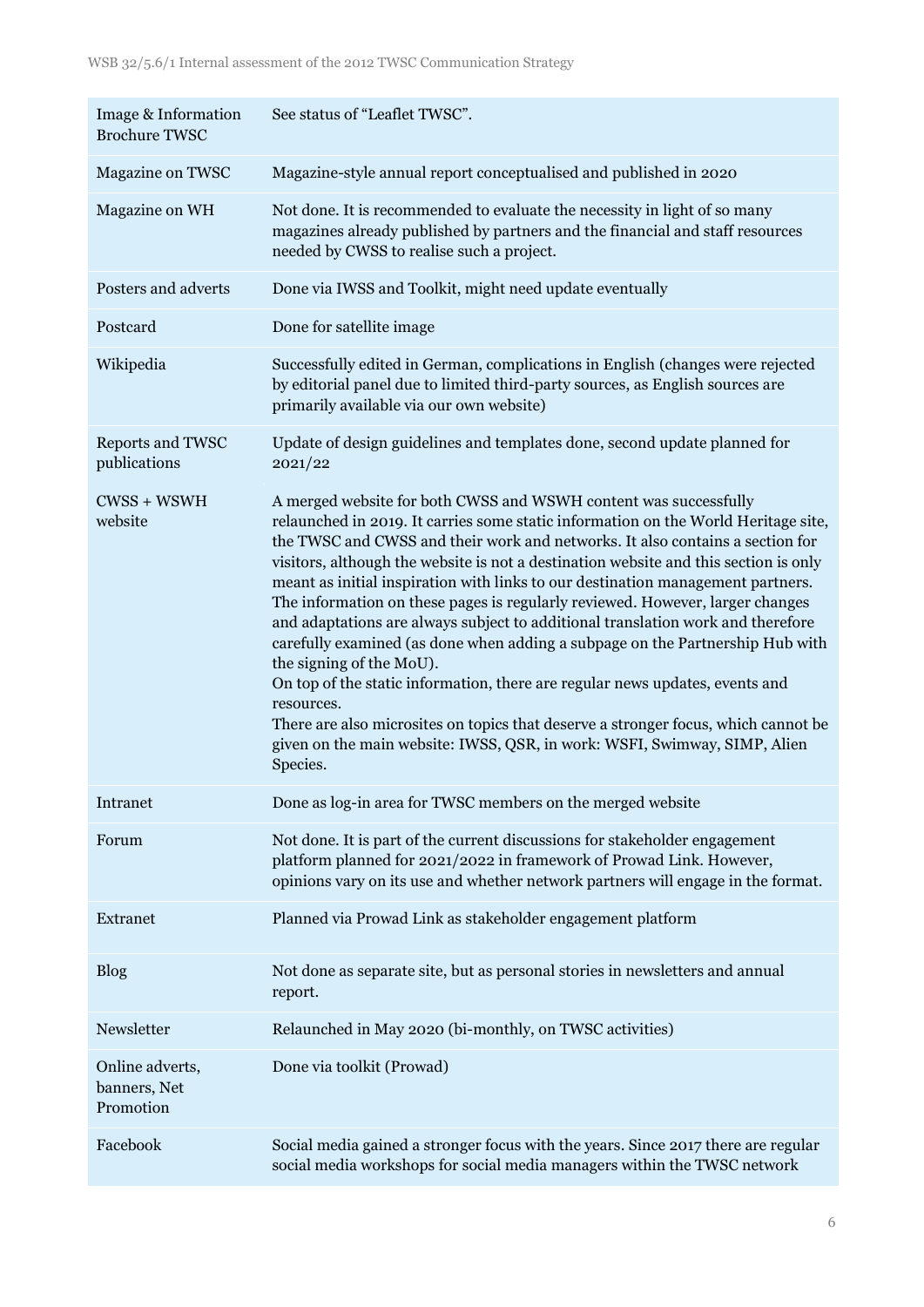| | |
|---|---|
| Image & Information Brochure TWSC | See status of "Leaflet TWSC". |
| Magazine on TWSC | Magazine-style annual report conceptualised and published in 2020 |
| Magazine on WH | Not done. It is recommended to evaluate the necessity in light of so many magazines already published by partners and the financial and staff resources needed by CWSS to realise such a project. |
| Posters and adverts | Done via IWSS and Toolkit, might need update eventually |
| Postcard | Done for satellite image |
| Wikipedia | Successfully edited in German, complications in English (changes were rejected by editorial panel due to limited third-party sources, as English sources are primarily available via our own website) |
| Reports and TWSC publications | Update of design guidelines and templates done, second update planned for 2021/22 |
| CWSS + WSWH website | A merged website for both CWSS and WSWH content was successfully relaunched in 2019. It carries some static information on the World Heritage site, the TWSC and CWSS and their work and networks. It also contains a section for visitors, although the website is not a destination website and this section is only meant as initial inspiration with links to our destination management partners. The information on these pages is regularly reviewed. However, larger changes and adaptations are always subject to additional translation work and therefore carefully examined (as done when adding a subpage on the Partnership Hub with the signing of the MoU).<br>On top of the static information, there are regular news updates, events and resources.<br>There are also microsites on topics that deserve a stronger focus, which cannot be given on the main website: IWSS, QSR, in work: WSFI, Swimway, SIMP, Alien Species. |
| Intranet | Done as log-in area for TWSC members on the merged website |
| Forum | Not done. It is part of the current discussions for stakeholder engagement platform planned for 2021/2022 in framework of Prowad Link. However, opinions vary on its use and whether network partners will engage in the format. |
| Extranet | Planned via Prowad Link as stakeholder engagement platform |
| Blog | Not done as separate site, but as personal stories in newsletters and annual report. |
| Newsletter | Relaunched in May 2020 (bi-monthly, on TWSC activities) |
| Online adverts, banners, Net Promotion | Done via toolkit (Prowad) |
| Facebook | Social media gained a stronger focus with the years. Since 2017 there are regular social media workshops for social media managers within the TWSC network |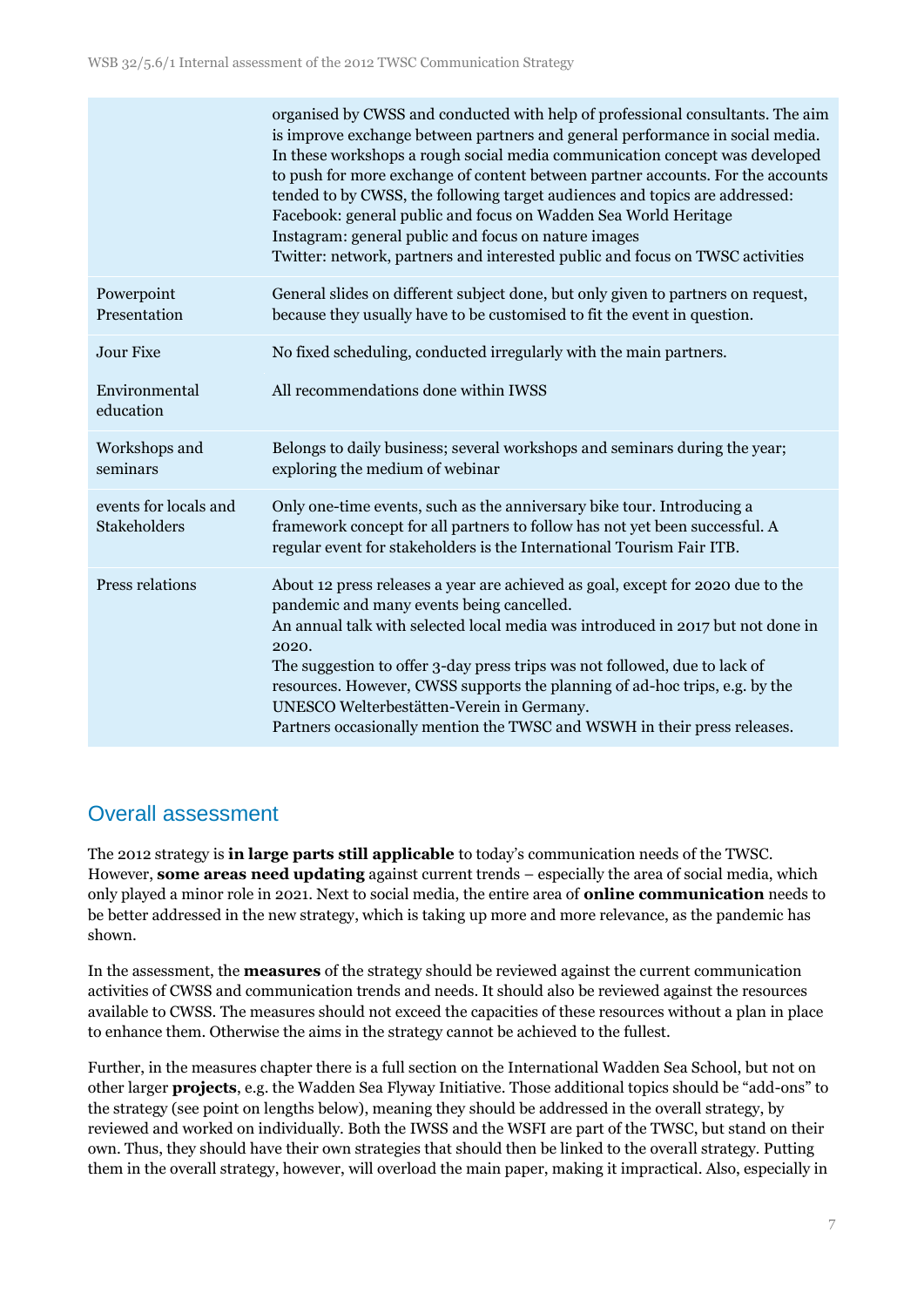| | |
|---|---|
| | organised by CWSS and conducted with help of professional consultants. The aim is improve exchange between partners and general performance in social media. In these workshops a rough social media communication concept was developed to push for more exchange of content between partner accounts. For the accounts tended to by CWSS, the following target audiences and topics are addressed:<br>Facebook: general public and focus on Wadden Sea World Heritage<br>Instagram: general public and focus on nature images<br>Twitter: network, partners and interested public and focus on TWSC activities |
| Powerpoint Presentation | General slides on different subject done, but only given to partners on request, because they usually have to be customised to fit the event in question. |
| Jour Fixe | No fixed scheduling, conducted irregularly with the main partners. |
| Environmental education | All recommendations done within IWSS |
| Workshops and seminars | Belongs to daily business; several workshops and seminars during the year; exploring the medium of webinar |
| events for locals and Stakeholders | Only one-time events, such as the anniversary bike tour. Introducing a framework concept for all partners to follow has not yet been successful. A regular event for stakeholders is the International Tourism Fair ITB. |
| Press relations | About 12 press releases a year are achieved as goal, except for 2020 due to the pandemic and many events being cancelled.<br>An annual talk with selected local media was introduced in 2017 but not done in 2020.<br>The suggestion to offer 3-day press trips was not followed, due to lack of resources. However, CWSS supports the planning of ad-hoc trips, e.g. by the UNESCO Welterbestätten-Verein in Germany.<br>Partners occasionally mention the TWSC and WSWH in their press releases. |

## Overall assessment

The 2012 strategy is **in large parts still applicable** to today's communication needs of the TWSC. However, **some areas need updating** against current trends – especially the area of social media, which only played a minor role in 2021. Next to social media, the entire area of **online communication** needs to be better addressed in the new strategy, which is taking up more and more relevance, as the pandemic has shown.

In the assessment, the **measures** of the strategy should be reviewed against the current communication activities of CWSS and communication trends and needs. It should also be reviewed against the resources available to CWSS. The measures should not exceed the capacities of these resources without a plan in place to enhance them. Otherwise the aims in the strategy cannot be achieved to the fullest.

Further, in the measures chapter there is a full section on the International Wadden Sea School, but not on other larger **projects**, e.g. the Wadden Sea Flyway Initiative. Those additional topics should be "add-ons" to the strategy (see point on lengths below), meaning they should be addressed in the overall strategy, by reviewed and worked on individually. Both the IWSS and the WSFI are part of the TWSC, but stand on their own. Thus, they should have their own strategies that should then be linked to the overall strategy. Putting them in the overall strategy, however, will overload the main paper, making it impractical. Also, especially in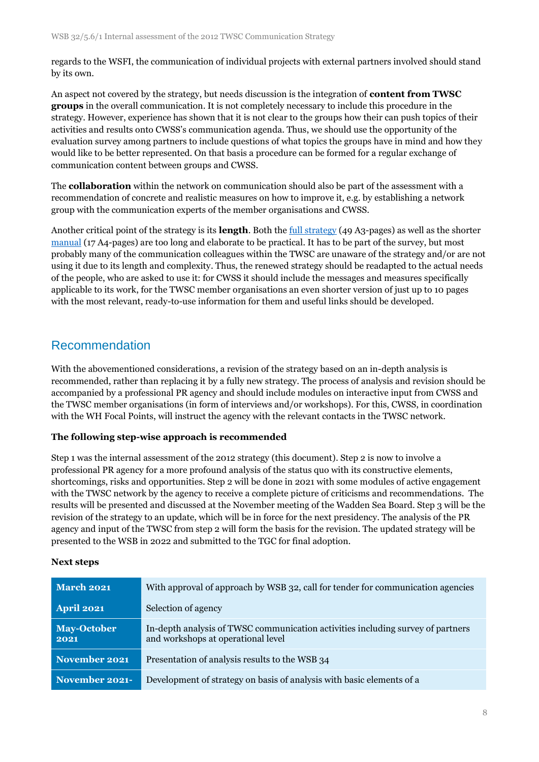regards to the WSFI, the communication of individual projects with external partners involved should stand by its own.

An aspect not covered by the strategy, but needs discussion is the integration of **content from TWSC groups** in the overall communication. It is not completely necessary to include this procedure in the strategy. However, experience has shown that it is not clear to the groups how their can push topics of their activities and results onto CWSS's communication agenda. Thus, we should use the opportunity of the evaluation survey among partners to include questions of what topics the groups have in mind and how they would like to be better represented. On that basis a procedure can be formed for a regular exchange of communication content between groups and CWSS.

The **collaboration** within the network on communication should also be part of the assessment with a recommendation of concrete and realistic measures on how to improve it, e.g. by establishing a network group with the communication experts of the member organisations and CWSS.

Another critical point of the strategy is its **length**. Both the full strategy (49 A3-pages) as well as the shorter manual (17 A4-pages) are too long and elaborate to be practical. It has to be part of the survey, but most probably many of the communication colleagues within the TWSC are unaware of the strategy and/or are not using it due to its length and complexity. Thus, the renewed strategy should be readapted to the actual needs of the people, who are asked to use it: for CWSS it should include the messages and measures specifically applicable to its work, for the TWSC member organisations an even shorter version of just up to 10 pages with the most relevant, ready-to-use information for them and useful links should be developed.

## Recommendation

With the abovementioned considerations, a revision of the strategy based on an in-depth analysis is recommended, rather than replacing it by a fully new strategy. The process of analysis and revision should be accompanied by a professional PR agency and should include modules on interactive input from CWSS and the TWSC member organisations (in form of interviews and/or workshops). For this, CWSS, in coordination with the WH Focal Points, will instruct the agency with the relevant contacts in the TWSC network.

**The following step-wise approach is recommended**

Step 1 was the internal assessment of the 2012 strategy (this document). Step 2 is now to involve a professional PR agency for a more profound analysis of the status quo with its constructive elements, shortcomings, risks and opportunities. Step 2 will be done in 2021 with some modules of active engagement with the TWSC network by the agency to receive a complete picture of criticisms and recommendations. The results will be presented and discussed at the November meeting of the Wadden Sea Board. Step 3 will be the revision of the strategy to an update, which will be in force for the next presidency. The analysis of the PR agency and input of the TWSC from step 2 will form the basis for the revision. The updated strategy will be presented to the WSB in 2022 and submitted to the TGC for final adoption.

**Next steps**

| | |
|---|---|
| **March 2021** | With approval of approach by WSB 32, call for tender for communication agencies |
| **April 2021** | Selection of agency |
| **May-October 2021** | In-depth analysis of TWSC communication activities including survey of partners and workshops at operational level |
| **November 2021** | Presentation of analysis results to the WSB 34 |
| **November 2021-** | Development of strategy on basis of analysis with basic elements of a |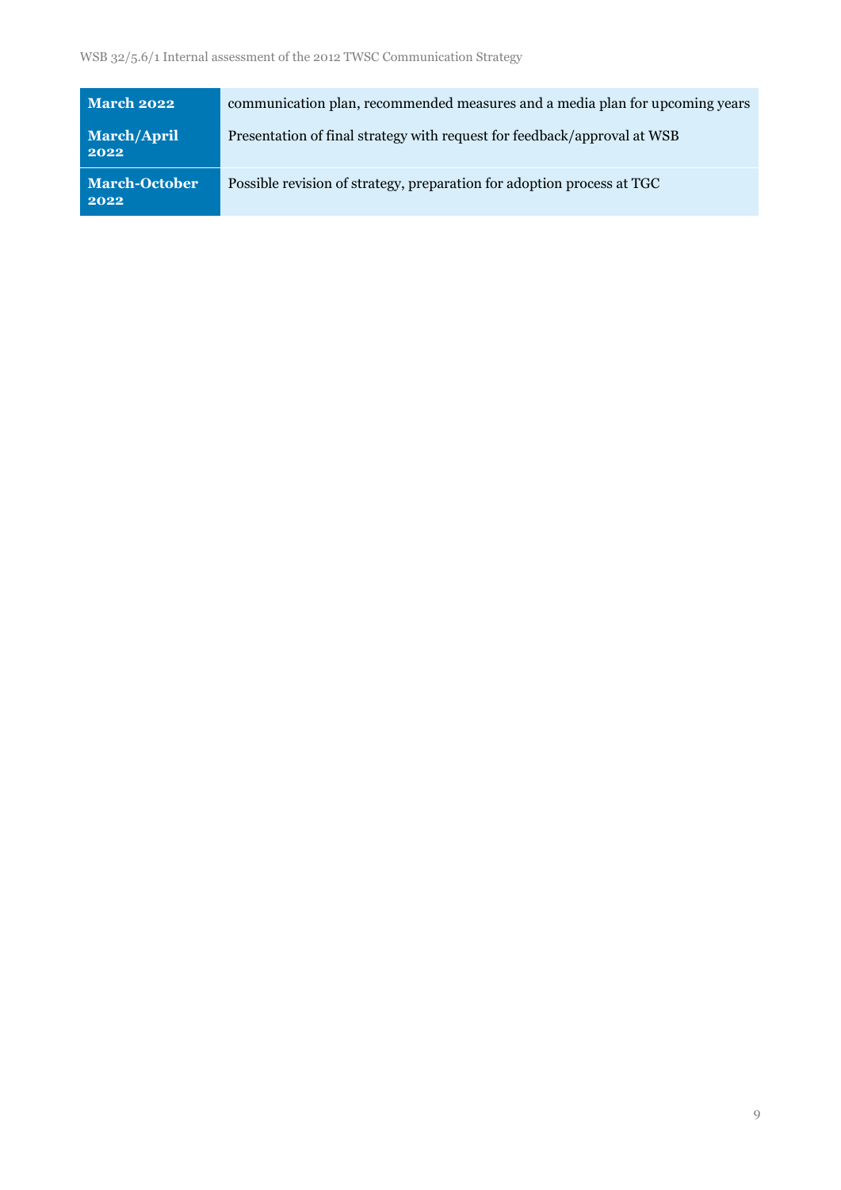| | |
|---|---|
| **March 2022** | communication plan, recommended measures and a media plan for upcoming years |
| **March/April 2022** | Presentation of final strategy with request for feedback/approval at WSB |
| **March-October 2022** | Possible revision of strategy, preparation for adoption process at TGC |